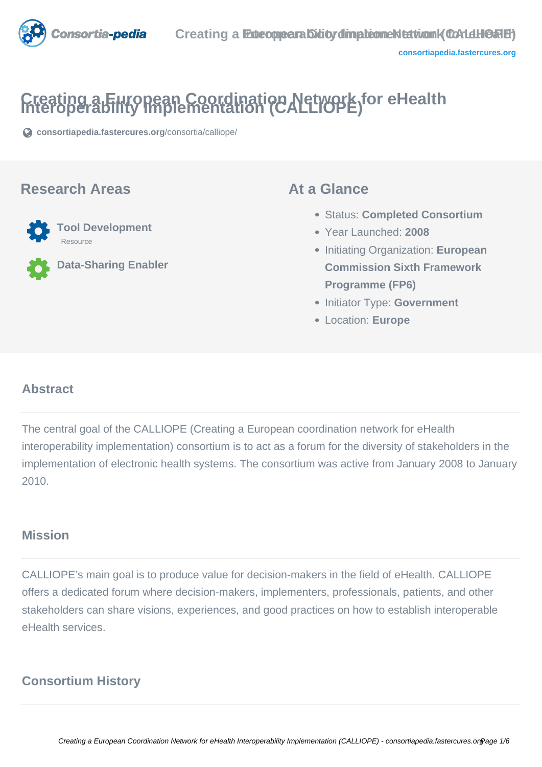# Creating a European Coordination Network for eHealth Interoperability Implementation (CALLIOPE)

consortiapedia.fastercures.org/consortia/calliope/

## Research Areas

**Tool Development**
Resource

**Data-Sharing Enabler**

## At a Glance

- Status: **Completed Consortium**
- Year Launched: **2008**
- Initiating Organization: **European Commission Sixth Framework Programme (FP6)**
- Initiator Type: **Government**
- Location: **Europe**

## Abstract

The central goal of the CALLIOPE (Creating a European coordination network for eHealth interoperability implementation) consortium is to act as a forum for the diversity of stakeholders in the implementation of electronic health systems. The consortium was active from January 2008 to January 2010.

## Mission

CALLIOPE's main goal is to produce value for decision-makers in the field of eHealth. CALLIOPE offers a dedicated forum where decision-makers, implementers, professionals, patients, and other stakeholders can share visions, experiences, and good practices on how to establish interoperable eHealth services.

## Consortium History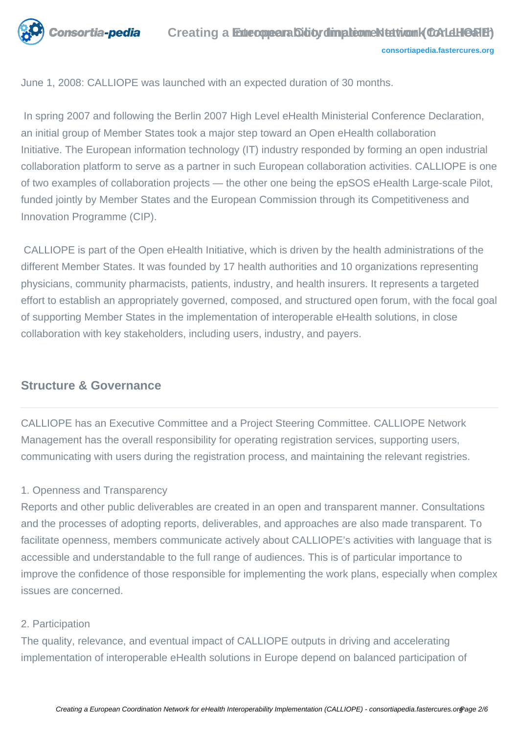June 1, 2008: CALLIOPE was launched with an expected duration of 30 months.

In spring 2007 and following the Berlin 2007 High Level eHealth Ministerial Conference Declaration, an initial group of Member States took a major step toward an Open eHealth collaboration Initiative. The European information technology (IT) industry responded by forming an open industrial collaboration platform to serve as a partner in such European collaboration activities. CALLIOPE is one of two examples of collaboration projects — the other one being the epSOS eHealth Large-scale Pilot, funded jointly by Member States and the European Commission through its Competitiveness and Innovation Programme (CIP).

CALLIOPE is part of the Open eHealth Initiative, which is driven by the health administrations of the different Member States. It was founded by 17 health authorities and 10 organizations representing physicians, community pharmacists, patients, industry, and health insurers. It represents a targeted effort to establish an appropriately governed, composed, and structured open forum, with the focal goal of supporting Member States in the implementation of interoperable eHealth solutions, in close collaboration with key stakeholders, including users, industry, and payers.

## Structure & Governance

CALLIOPE has an Executive Committee and a Project Steering Committee. CALLIOPE Network Management has the overall responsibility for operating registration services, supporting users, communicating with users during the registration process, and maintaining the relevant registries.

1. Openness and Transparency

Reports and other public deliverables are created in an open and transparent manner. Consultations and the processes of adopting reports, deliverables, and approaches are also made transparent. To facilitate openness, members communicate actively about CALLIOPE's activities with language that is accessible and understandable to the full range of audiences. This is of particular importance to improve the confidence of those responsible for implementing the work plans, especially when complex issues are concerned.

2. Participation

The quality, relevance, and eventual impact of CALLIOPE outputs in driving and accelerating implementation of interoperable eHealth solutions in Europe depend on balanced participation of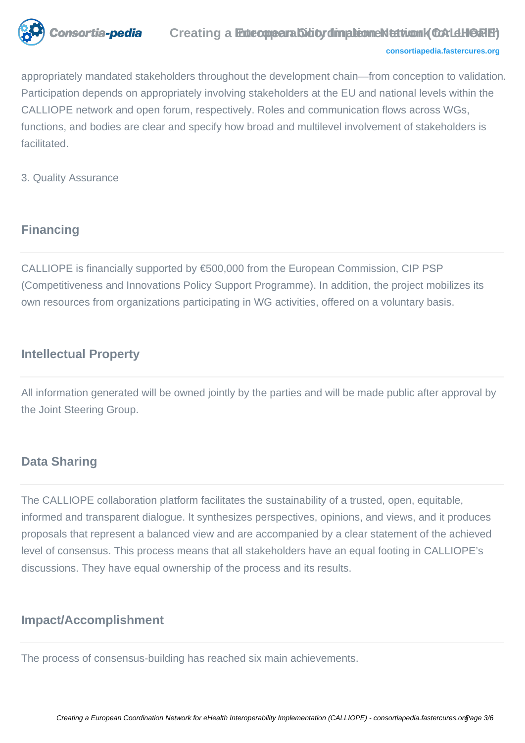appropriately mandated stakeholders throughout the development chain—from conception to validation. Participation depends on appropriately involving stakeholders at the EU and national levels within the CALLIOPE network and open forum, respectively. Roles and communication flows across WGs, functions, and bodies are clear and specify how broad and multilevel involvement of stakeholders is facilitated.

3. Quality Assurance

## Financing

CALLIOPE is financially supported by €500,000 from the European Commission, CIP PSP (Competitiveness and Innovations Policy Support Programme). In addition, the project mobilizes its own resources from organizations participating in WG activities, offered on a voluntary basis.

## Intellectual Property

All information generated will be owned jointly by the parties and will be made public after approval by the Joint Steering Group.

## Data Sharing

The CALLIOPE collaboration platform facilitates the sustainability of a trusted, open, equitable, informed and transparent dialogue. It synthesizes perspectives, opinions, and views, and it produces proposals that represent a balanced view and are accompanied by a clear statement of the achieved level of consensus. This process means that all stakeholders have an equal footing in CALLIOPE's discussions. They have equal ownership of the process and its results.

## Impact/Accomplishment

The process of consensus-building has reached six main achievements.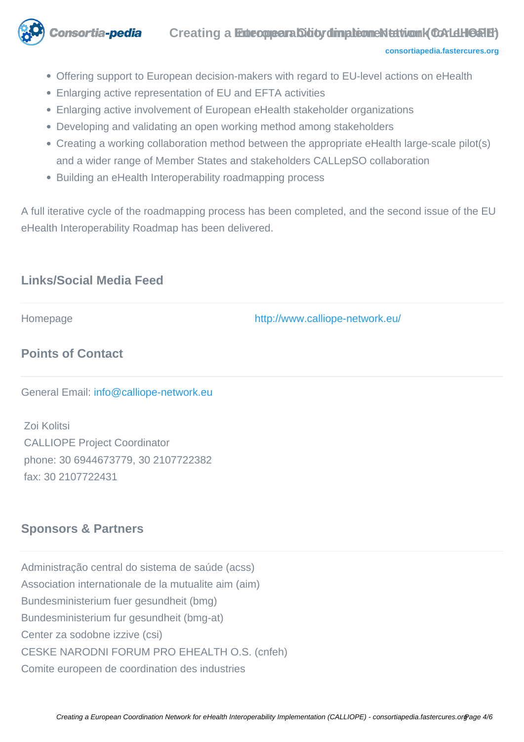- Offering support to European decision-makers with regard to EU-level actions on eHealth
- Enlarging active representation of EU and EFTA activities
- Enlarging active involvement of European eHealth stakeholder organizations
- Developing and validating an open working method among stakeholders
- Creating a working collaboration method between the appropriate eHealth large-scale pilot(s) and a wider range of Member States and stakeholders CALLepSO collaboration
- Building an eHealth Interoperability roadmapping process

A full iterative cycle of the roadmapping process has been completed, and the second issue of the EU eHealth Interoperability Roadmap has been delivered.

## Links/Social Media Feed

| | |
|---|---|
| Homepage | http://www.calliope-network.eu/ |

## Points of Contact

General Email: info@calliope-network.eu

Zoi Kolitsi
CALLIOPE Project Coordinator
phone: 30 6944673779, 30 2107722382
fax: 30 2107722431

## Sponsors & Partners

Administração central do sistema de saúde (acss)
Association internationale de la mutualite aim (aim)
Bundesministerium fuer gesundheit (bmg)
Bundesministerium fur gesundheit (bmg-at)
Center za sodobne izzive (csi)
CESKE NARODNI FORUM PRO EHEALTH O.S. (cnfeh)
Comite europeen de coordination des industries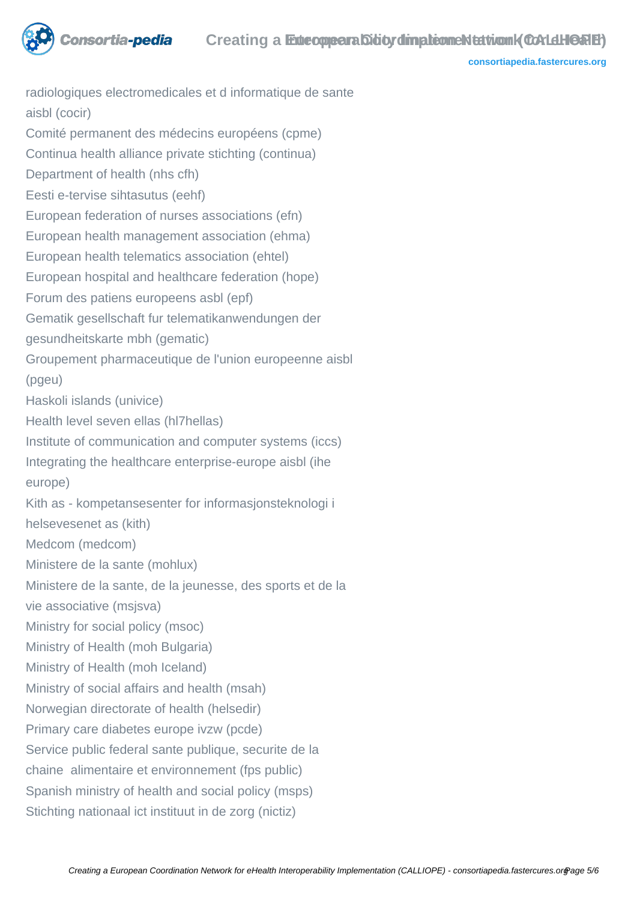radiologiques electromedicales et d informatique de sante aisbl (cocir)
Comité permanent des médecins européens (cpme)
Continua health alliance private stichting (continua)
Department of health (nhs cfh)
Eesti e-tervise sihtasutus (eehf)
European federation of nurses associations (efn)
European health management association (ehma)
European health telematics association (ehtel)
European hospital and healthcare federation (hope)
Forum des patiens europeens asbl (epf)
Gematik gesellschaft fur telematikanwendungen der gesundheitskarte mbh (gematic)
Groupement pharmaceutique de l'union europeenne aisbl (pgeu)
Haskoli islands (univice)
Health level seven ellas (hl7hellas)
Institute of communication and computer systems (iccs)
Integrating the healthcare enterprise-europe aisbl (ihe europe)
Kith as - kompetansesenter for informasjonsteknologi i helsevesenet as (kith)
Medcom (medcom)
Ministere de la sante (mohlux)
Ministere de la sante, de la jeunesse, des sports et de la vie associative (msjsva)
Ministry for social policy (msoc)
Ministry of Health (moh Bulgaria)
Ministry of Health (moh Iceland)
Ministry of social affairs and health (msah)
Norwegian directorate of health (helsedir)
Primary care diabetes europe ivzw (pcde)
Service public federal sante publique, securite de la chaine alimentaire et environnement (fps public)
Spanish ministry of health and social policy (msps)
Stichting nationaal ict instituut in de zorg (nictiz)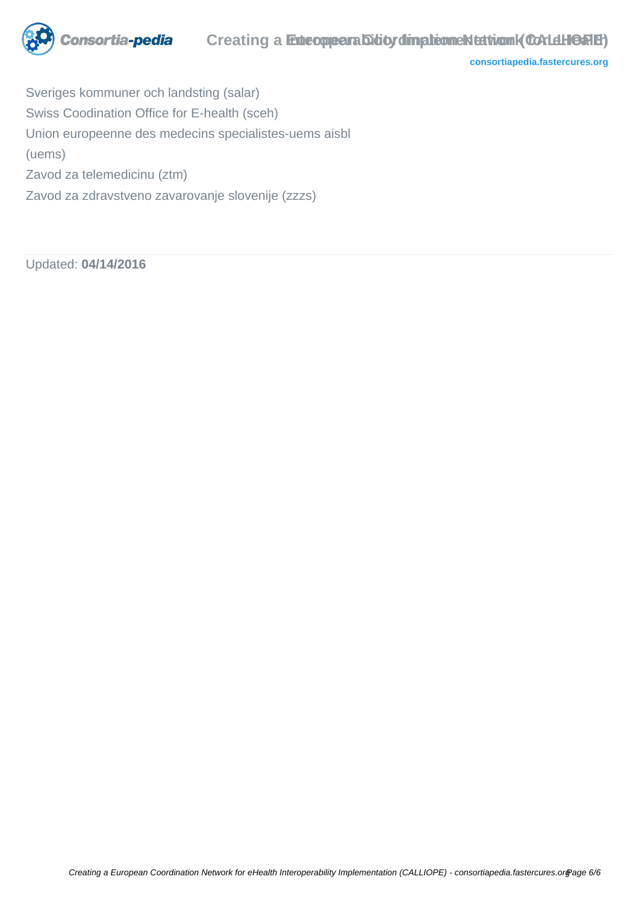Sveriges kommuner och landsting (salar)
Swiss Coodination Office for E-health (sceh)
Union europeenne des medecins specialistes-uems aisbl (uems)
Zavod za telemedicinu (ztm)
Zavod za zdravstveno zavarovanje slovenije (zzzs)

---

Updated: **04/14/2016**